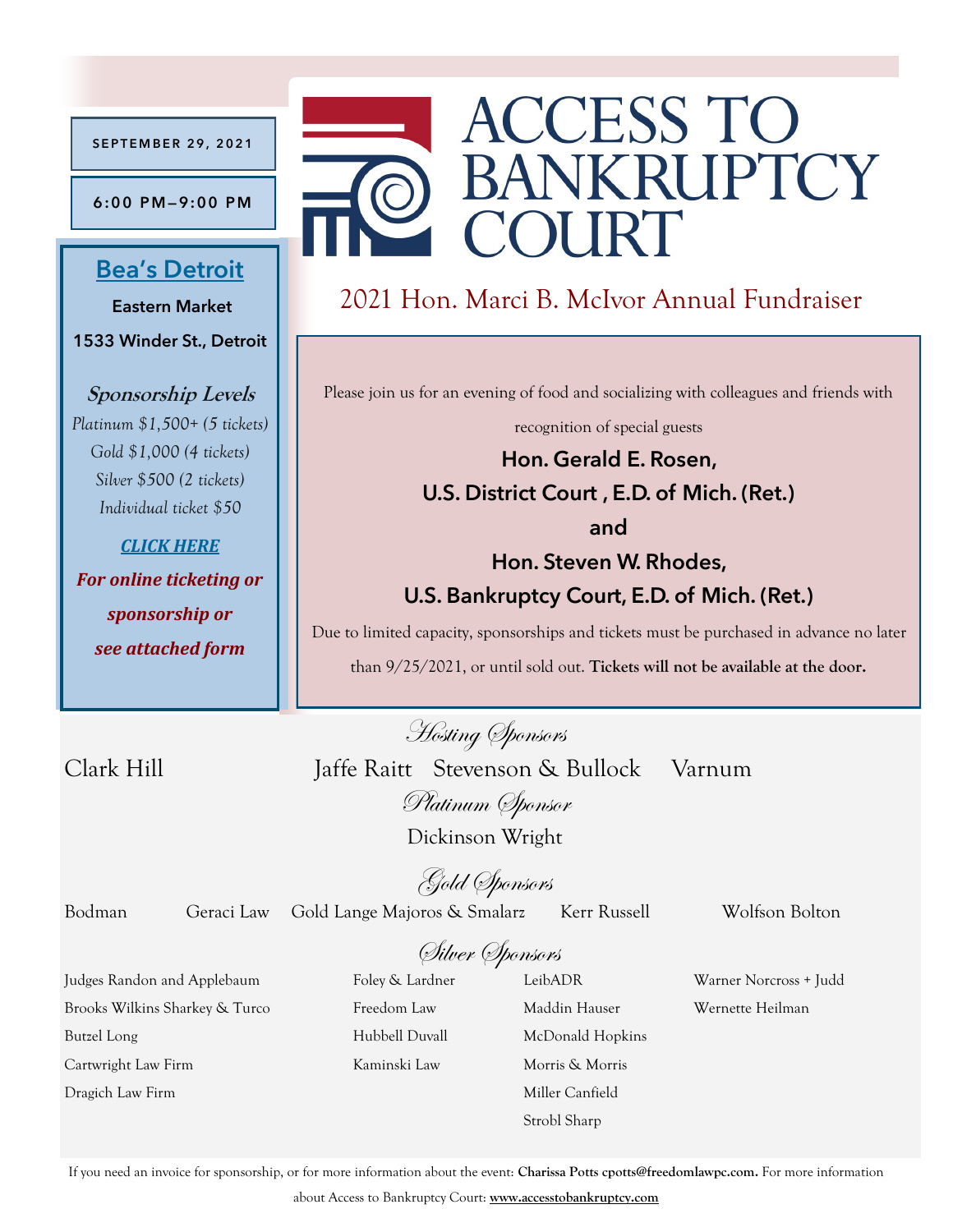**SEPTEMBER 29, 2021**

**6:00 PM—9:00 PM**

# Access to Bankruptcy Court

## 2021 Hon. Marci B. McIvor Annual Fundraiser

### Bea's Detroit

**Eastern Market**

**1533 Winder St., Detroit**

**Sponsorship Levels**

*Platinum $1,500+ (5 tickets)*
*Gold $1,000 (4 tickets)*
*Silver $500 (2 tickets)*
*Individual ticket $50*

***CLICK HERE***

***For online ticketing or sponsorship or see attached form***

Please join us for an evening of food and socializing with colleagues and friends with recognition of special guests

**Hon. Gerald E. Rosen,**
**U.S. District Court , E.D. of Mich. (Ret.)**
**and**
**Hon. Steven W. Rhodes,**
**U.S. Bankruptcy Court, E.D. of Mich. (Ret.)**

Due to limited capacity, sponsorships and tickets must be purchased in advance no later than 9/25/2021, or until sold out. **Tickets will not be available at the door.**

*Hosting Sponsors*

Clark Hill    Jaffe Raitt    Stevenson & Bullock    Varnum

*Platinum Sponsor*

Dickinson Wright

*Gold Sponsors*

Bodman    Geraci Law    Gold Lange Majoros & Smalarz    Kerr Russell    Wolfson Bolton

*Silver Sponsors*

Judges Randon and Applebaum
Brooks Wilkins Sharkey & Turco
Butzel Long
Cartwright Law Firm
Dragich Law Firm
Foley & Lardner
Freedom Law
Hubbell Duvall
Kaminski Law
LeibADR
Maddin Hauser
McDonald Hopkins
Morris & Morris
Miller Canfield
Strobl Sharp
Warner Norcross + Judd
Wernette Heilman

If you need an invoice for sponsorship, or for more information about the event: **Charissa Potts cpotts@freedomlawpc.com.** For more information about Access to Bankruptcy Court: **www.accesstobankruptcy.com**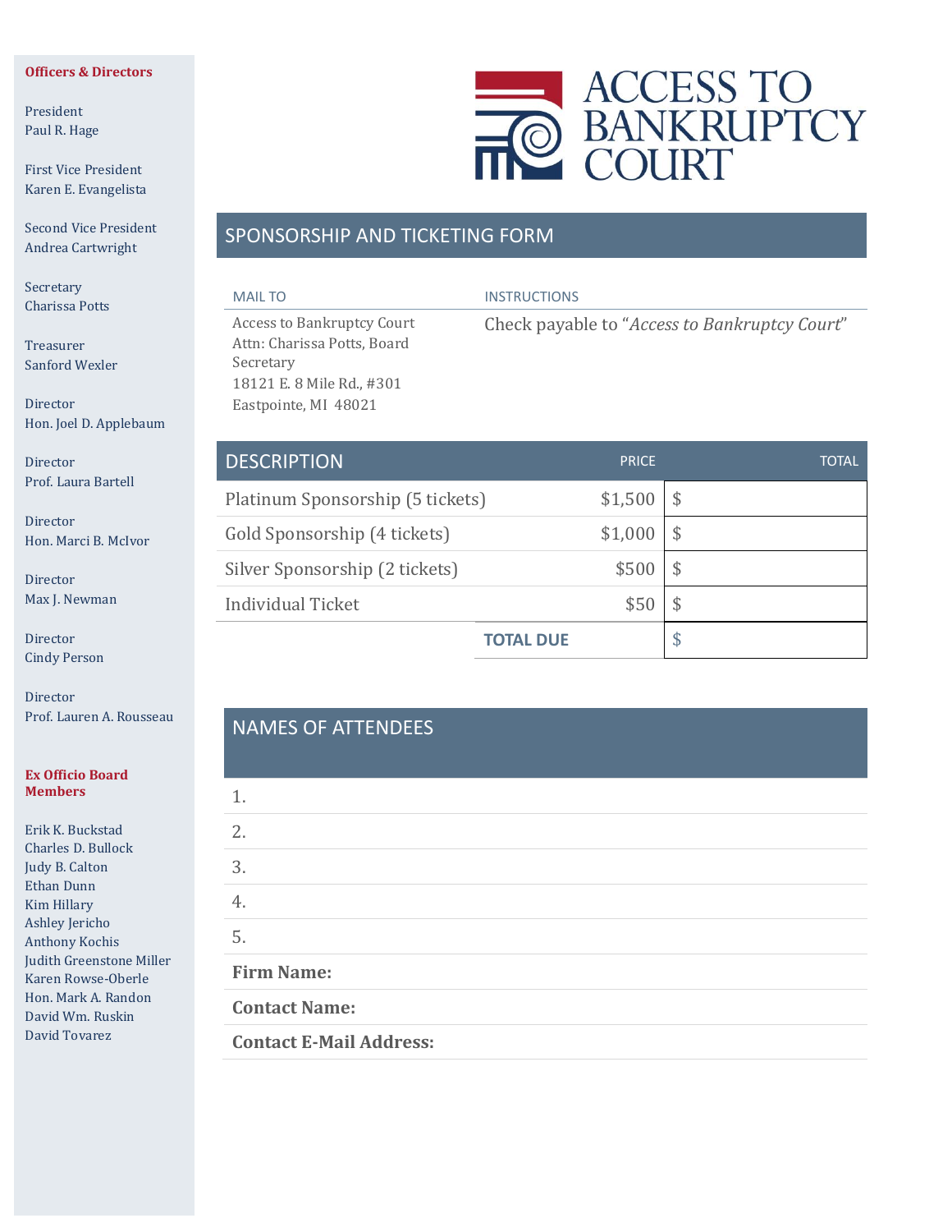# ACCESS TO BANKRUPTCY COURT

## SPONSORSHIP AND TICKETING FORM

| MAIL TO | INSTRUCTIONS |
|---|---|
| Access to Bankruptcy Court<br>Attn: Charissa Potts, Board Secretary<br>18121 E. 8 Mile Rd., #301<br>Eastpointe, MI 48021 | Check payable to "*Access to Bankruptcy Court*" |

| DESCRIPTION | PRICE | TOTAL |
|---|---|---|
| Platinum Sponsorship (5 tickets) | $1,500 | $ |
| Gold Sponsorship (4 tickets) | $1,000 | $ |
| Silver Sponsorship (2 tickets) | $500 | $ |
| Individual Ticket | $50 | $ |
| | **TOTAL DUE** | $ |

## NAMES OF ATTENDEES

1.
2.
3.
4.
5.

**Firm Name:**

**Contact Name:**

**Contact E-Mail Address:**

**Officers & Directors**

President
Paul R. Hage

First Vice President
Karen E. Evangelista

Second Vice President
Andrea Cartwright

Secretary
Charissa Potts

Treasurer
Sanford Wexler

Director
Hon. Joel D. Applebaum

Director
Prof. Laura Bartell

Director
Hon. Marci B. McIvor

Director
Max J. Newman

Director
Cindy Person

Director
Prof. Lauren A. Rousseau

**Ex Officio Board Members**

Erik K. Buckstad
Charles D. Bullock
Judy B. Calton
Ethan Dunn
Kim Hillary
Ashley Jericho
Anthony Kochis
Judith Greenstone Miller
Karen Rowse-Oberle
Hon. Mark A. Randon
David Wm. Ruskin
David Tovarez